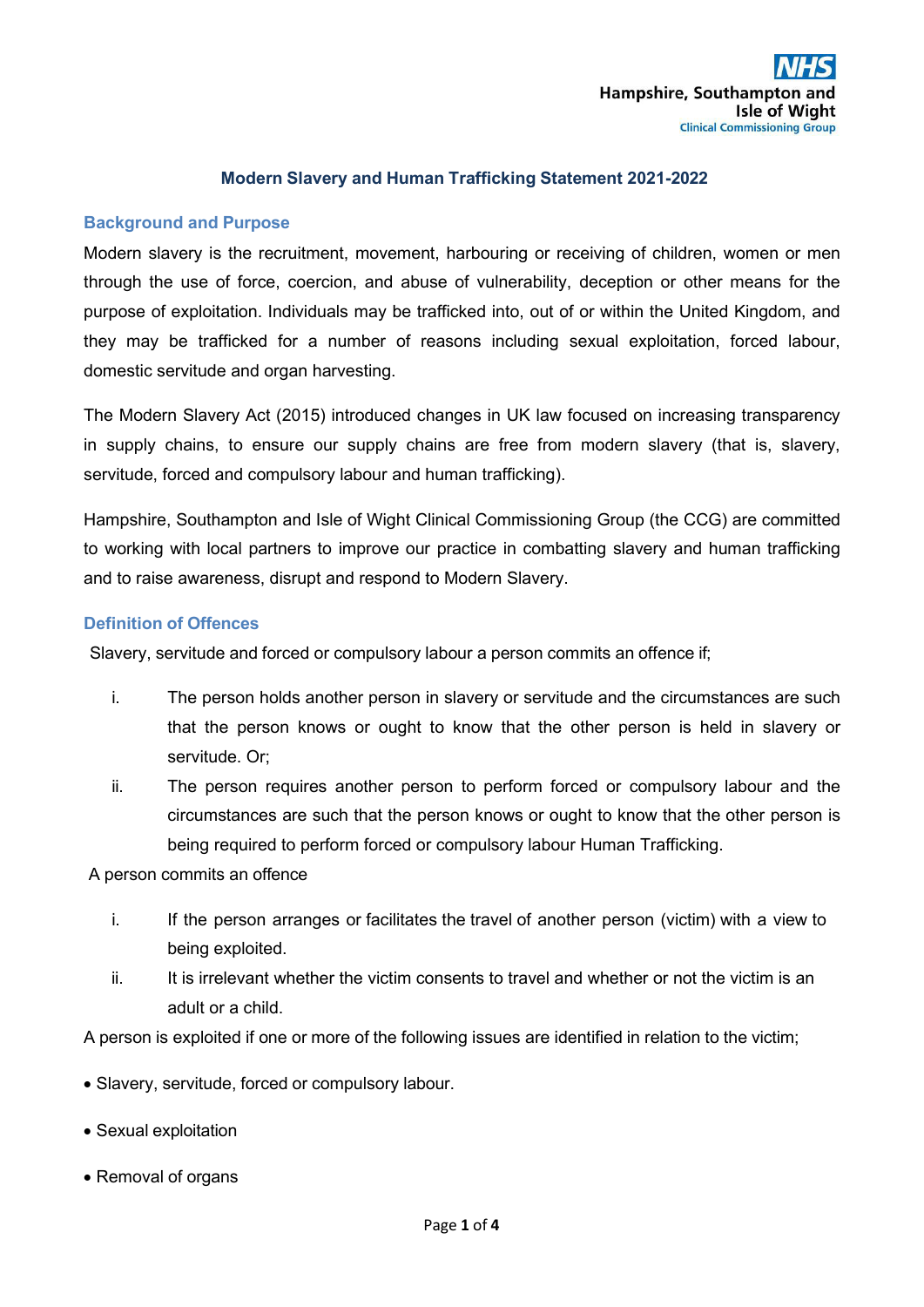NHS
Hampshire, Southampton and Isle of Wight
Clinical Commissioning Group

# Modern Slavery and Human Trafficking Statement 2021-2022

## Background and Purpose

Modern slavery is the recruitment, movement, harbouring or receiving of children, women or men through the use of force, coercion, and abuse of vulnerability, deception or other means for the purpose of exploitation. Individuals may be trafficked into, out of or within the United Kingdom, and they may be trafficked for a number of reasons including sexual exploitation, forced labour, domestic servitude and organ harvesting.

The Modern Slavery Act (2015) introduced changes in UK law focused on increasing transparency in supply chains, to ensure our supply chains are free from modern slavery (that is, slavery, servitude, forced and compulsory labour and human trafficking).

Hampshire, Southampton and Isle of Wight Clinical Commissioning Group (the CCG) are committed to working with local partners to improve our practice in combatting slavery and human trafficking and to raise awareness, disrupt and respond to Modern Slavery.

## Definition of Offences

Slavery, servitude and forced or compulsory labour a person commits an offence if;

i. The person holds another person in slavery or servitude and the circumstances are such that the person knows or ought to know that the other person is held in slavery or servitude. Or;
ii. The person requires another person to perform forced or compulsory labour and the circumstances are such that the person knows or ought to know that the other person is being required to perform forced or compulsory labour Human Trafficking.

A person commits an offence

i. If the person arranges or facilitates the travel of another person (victim) with a view to being exploited.
ii. It is irrelevant whether the victim consents to travel and whether or not the victim is an adult or a child.

A person is exploited if one or more of the following issues are identified in relation to the victim;

- Slavery, servitude, forced or compulsory labour.
- Sexual exploitation
- Removal of organs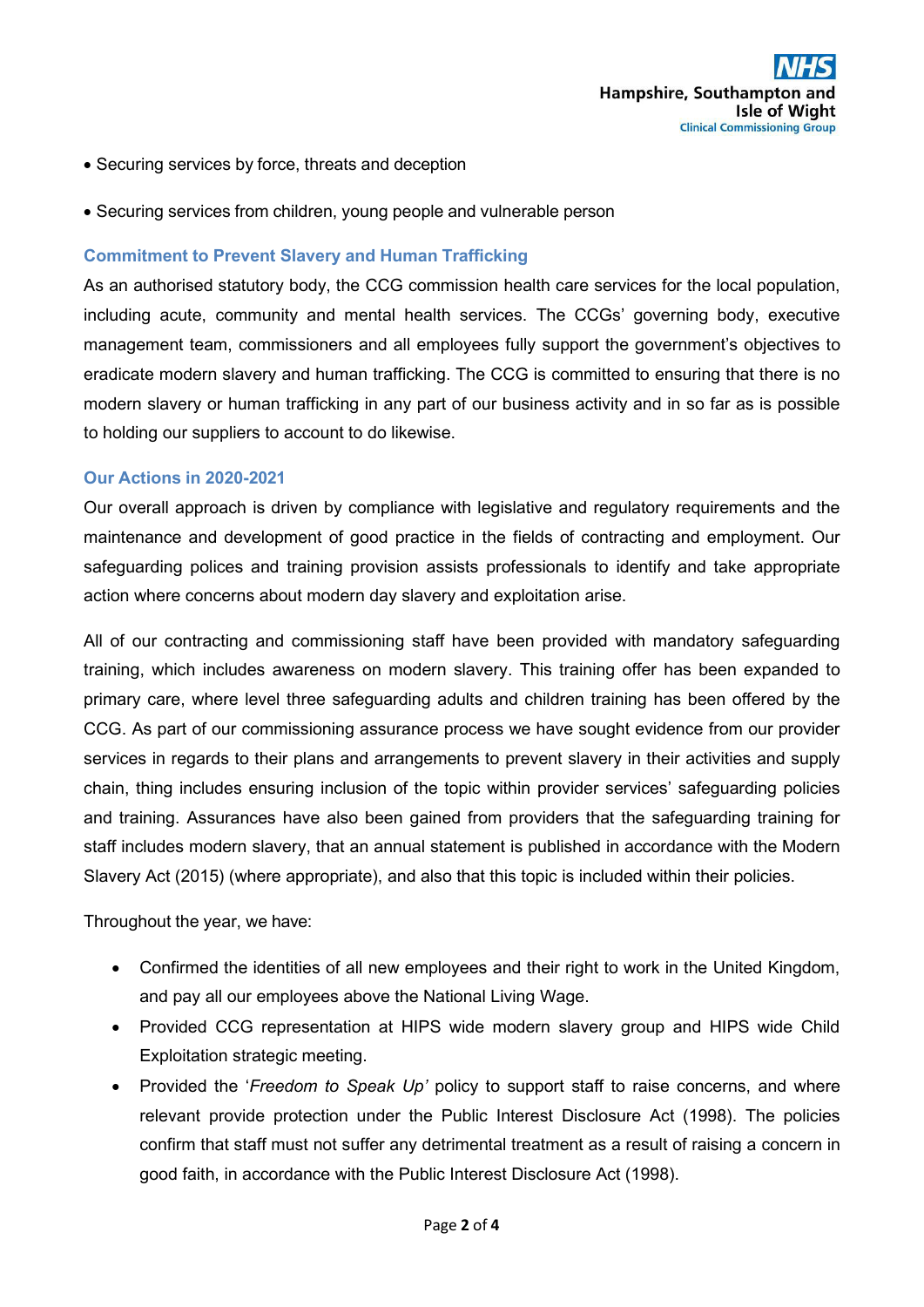- Securing services by force, threats and deception
- Securing services from children, young people and vulnerable person

## Commitment to Prevent Slavery and Human Trafficking

As an authorised statutory body, the CCG commission health care services for the local population, including acute, community and mental health services. The CCGs' governing body, executive management team, commissioners and all employees fully support the government's objectives to eradicate modern slavery and human trafficking. The CCG is committed to ensuring that there is no modern slavery or human trafficking in any part of our business activity and in so far as is possible to holding our suppliers to account to do likewise.

## Our Actions in 2020-2021

Our overall approach is driven by compliance with legislative and regulatory requirements and the maintenance and development of good practice in the fields of contracting and employment. Our safeguarding polices and training provision assists professionals to identify and take appropriate action where concerns about modern day slavery and exploitation arise.

All of our contracting and commissioning staff have been provided with mandatory safeguarding training, which includes awareness on modern slavery. This training offer has been expanded to primary care, where level three safeguarding adults and children training has been offered by the CCG. As part of our commissioning assurance process we have sought evidence from our provider services in regards to their plans and arrangements to prevent slavery in their activities and supply chain, thing includes ensuring inclusion of the topic within provider services' safeguarding policies and training. Assurances have also been gained from providers that the safeguarding training for staff includes modern slavery, that an annual statement is published in accordance with the Modern Slavery Act (2015) (where appropriate), and also that this topic is included within their policies.

Throughout the year, we have:

- Confirmed the identities of all new employees and their right to work in the United Kingdom, and pay all our employees above the National Living Wage.
- Provided CCG representation at HIPS wide modern slavery group and HIPS wide Child Exploitation strategic meeting.
- Provided the '*Freedom to Speak Up'* policy to support staff to raise concerns, and where relevant provide protection under the Public Interest Disclosure Act (1998). The policies confirm that staff must not suffer any detrimental treatment as a result of raising a concern in good faith, in accordance with the Public Interest Disclosure Act (1998).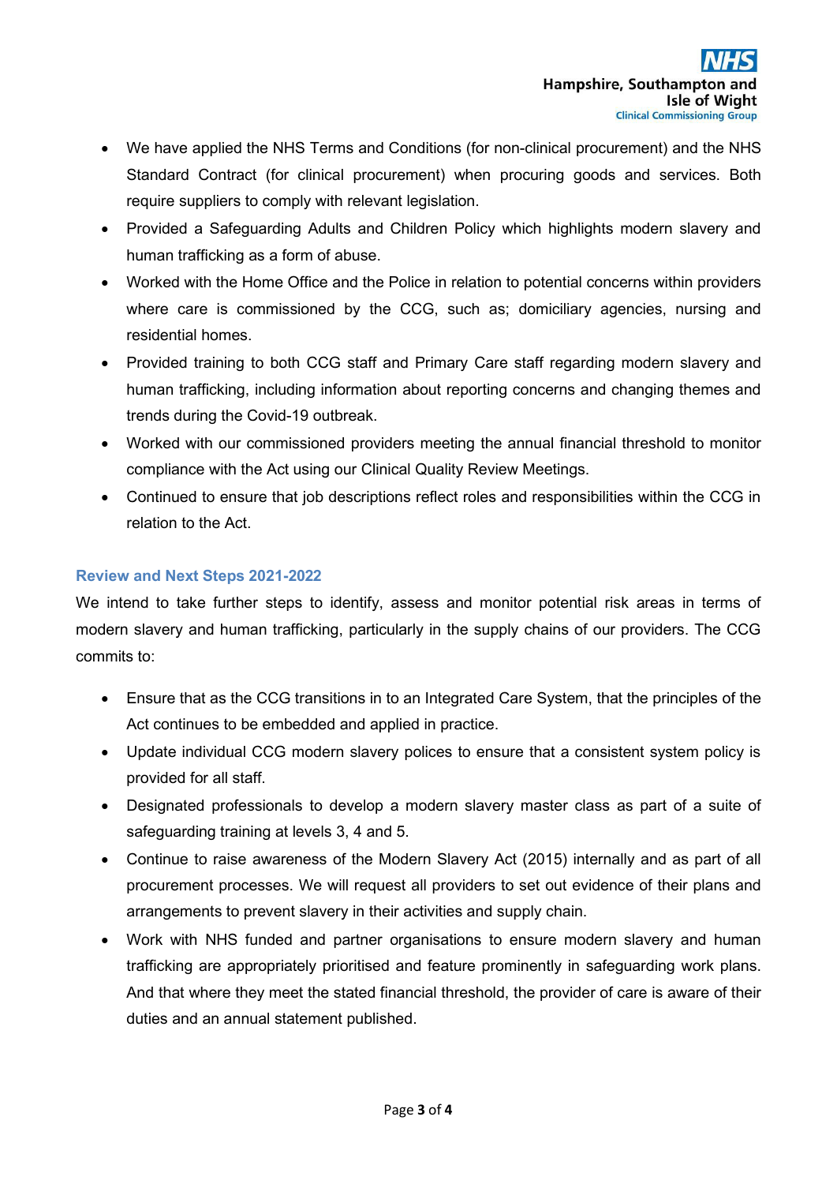- We have applied the NHS Terms and Conditions (for non-clinical procurement) and the NHS Standard Contract (for clinical procurement) when procuring goods and services. Both require suppliers to comply with relevant legislation.
- Provided a Safeguarding Adults and Children Policy which highlights modern slavery and human trafficking as a form of abuse.
- Worked with the Home Office and the Police in relation to potential concerns within providers where care is commissioned by the CCG, such as; domiciliary agencies, nursing and residential homes.
- Provided training to both CCG staff and Primary Care staff regarding modern slavery and human trafficking, including information about reporting concerns and changing themes and trends during the Covid-19 outbreak.
- Worked with our commissioned providers meeting the annual financial threshold to monitor compliance with the Act using our Clinical Quality Review Meetings.
- Continued to ensure that job descriptions reflect roles and responsibilities within the CCG in relation to the Act.

## Review and Next Steps 2021-2022

We intend to take further steps to identify, assess and monitor potential risk areas in terms of modern slavery and human trafficking, particularly in the supply chains of our providers. The CCG commits to:

- Ensure that as the CCG transitions in to an Integrated Care System, that the principles of the Act continues to be embedded and applied in practice.
- Update individual CCG modern slavery polices to ensure that a consistent system policy is provided for all staff.
- Designated professionals to develop a modern slavery master class as part of a suite of safeguarding training at levels 3, 4 and 5.
- Continue to raise awareness of the Modern Slavery Act (2015) internally and as part of all procurement processes. We will request all providers to set out evidence of their plans and arrangements to prevent slavery in their activities and supply chain.
- Work with NHS funded and partner organisations to ensure modern slavery and human trafficking are appropriately prioritised and feature prominently in safeguarding work plans. And that where they meet the stated financial threshold, the provider of care is aware of their duties and an annual statement published.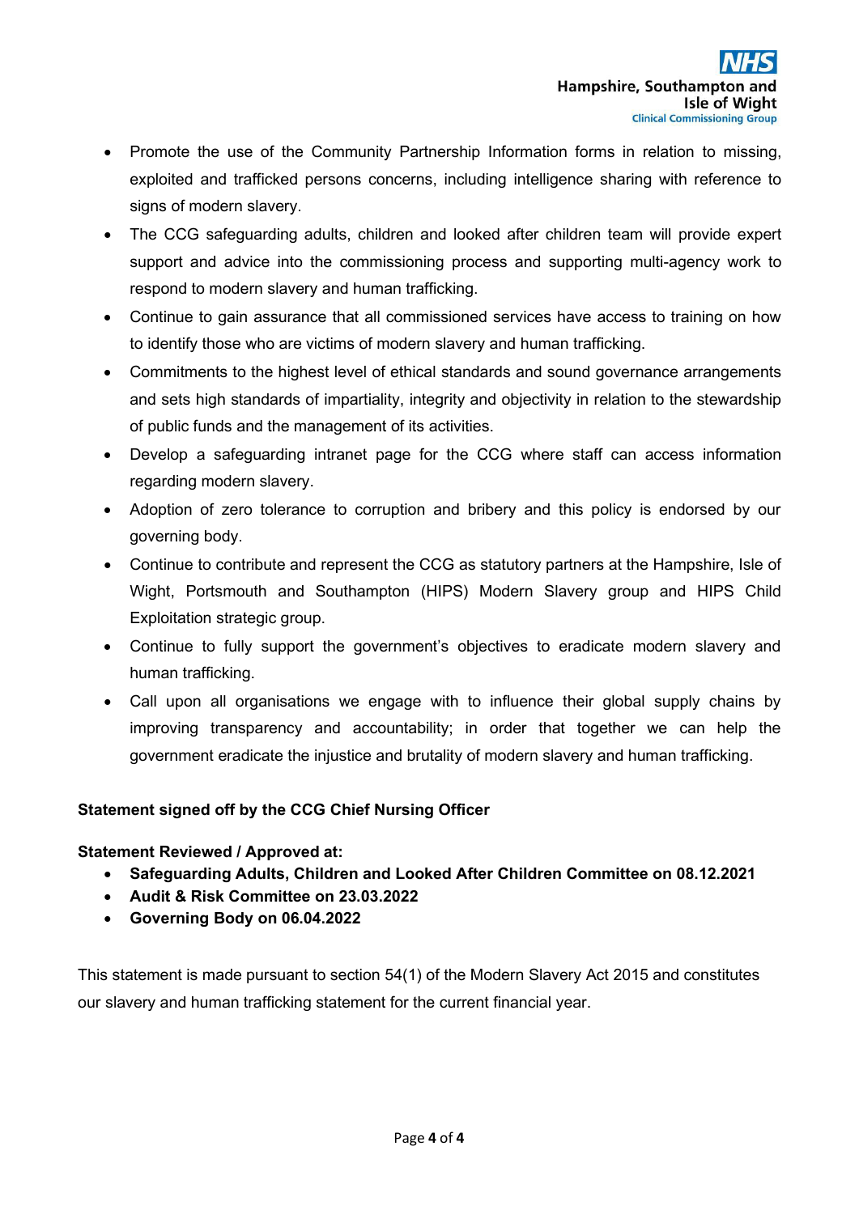- Promote the use of the Community Partnership Information forms in relation to missing, exploited and trafficked persons concerns, including intelligence sharing with reference to signs of modern slavery.
- The CCG safeguarding adults, children and looked after children team will provide expert support and advice into the commissioning process and supporting multi-agency work to respond to modern slavery and human trafficking.
- Continue to gain assurance that all commissioned services have access to training on how to identify those who are victims of modern slavery and human trafficking.
- Commitments to the highest level of ethical standards and sound governance arrangements and sets high standards of impartiality, integrity and objectivity in relation to the stewardship of public funds and the management of its activities.
- Develop a safeguarding intranet page for the CCG where staff can access information regarding modern slavery.
- Adoption of zero tolerance to corruption and bribery and this policy is endorsed by our governing body.
- Continue to contribute and represent the CCG as statutory partners at the Hampshire, Isle of Wight, Portsmouth and Southampton (HIPS) Modern Slavery group and HIPS Child Exploitation strategic group.
- Continue to fully support the government's objectives to eradicate modern slavery and human trafficking.
- Call upon all organisations we engage with to influence their global supply chains by improving transparency and accountability; in order that together we can help the government eradicate the injustice and brutality of modern slavery and human trafficking.

**Statement signed off by the CCG Chief Nursing Officer**

**Statement Reviewed / Approved at:**

- **Safeguarding Adults, Children and Looked After Children Committee on 08.12.2021**
- **Audit & Risk Committee on 23.03.2022**
- **Governing Body on 06.04.2022**

This statement is made pursuant to section 54(1) of the Modern Slavery Act 2015 and constitutes our slavery and human trafficking statement for the current financial year.